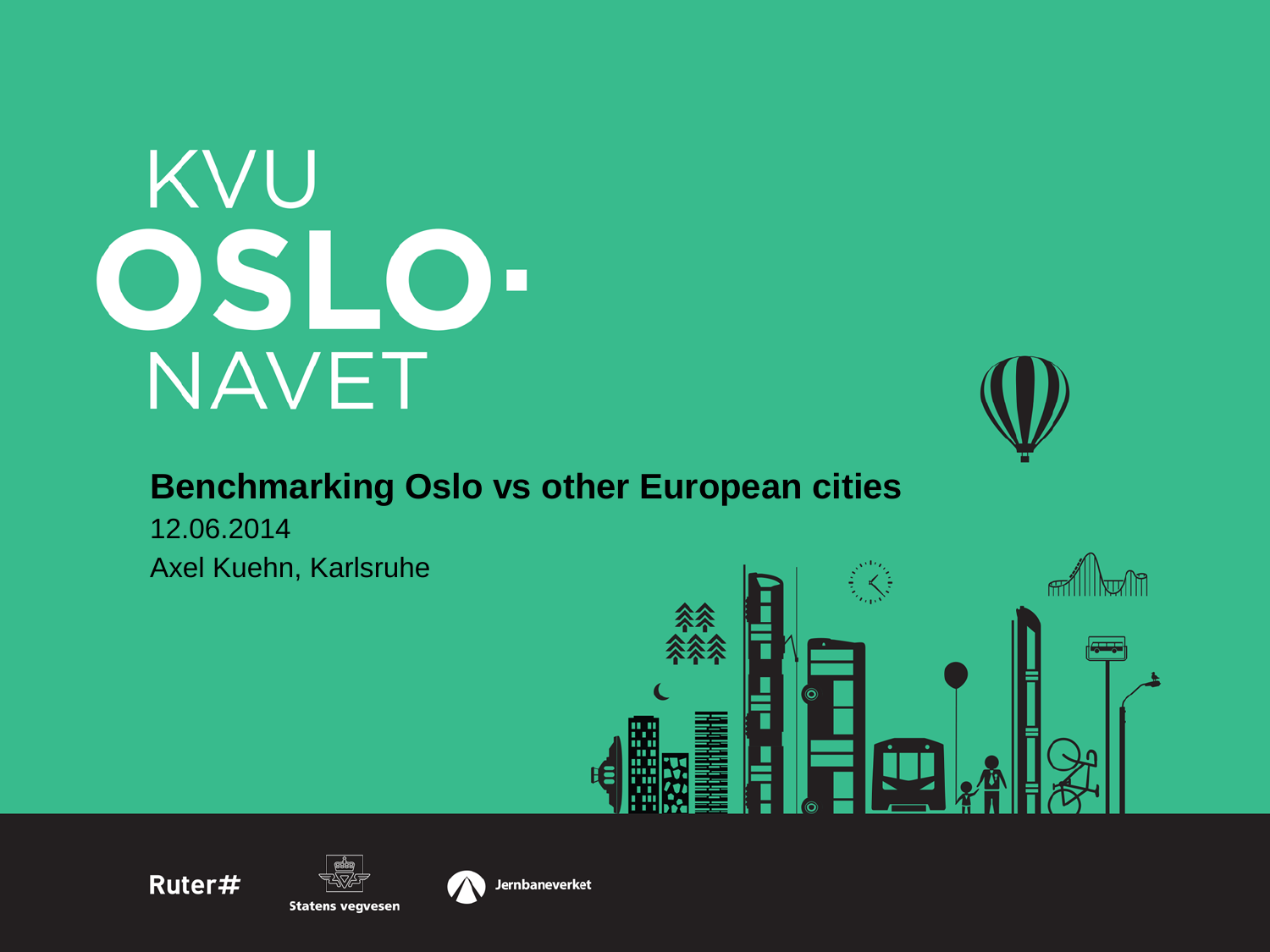# KVU OSLO-NAVET

## Benchmarking Oslo vs other European cities

12.06.2014

Axel Kuehn, Karlsruhe

Ruter#

Statens vegvesen

Jernbaneverket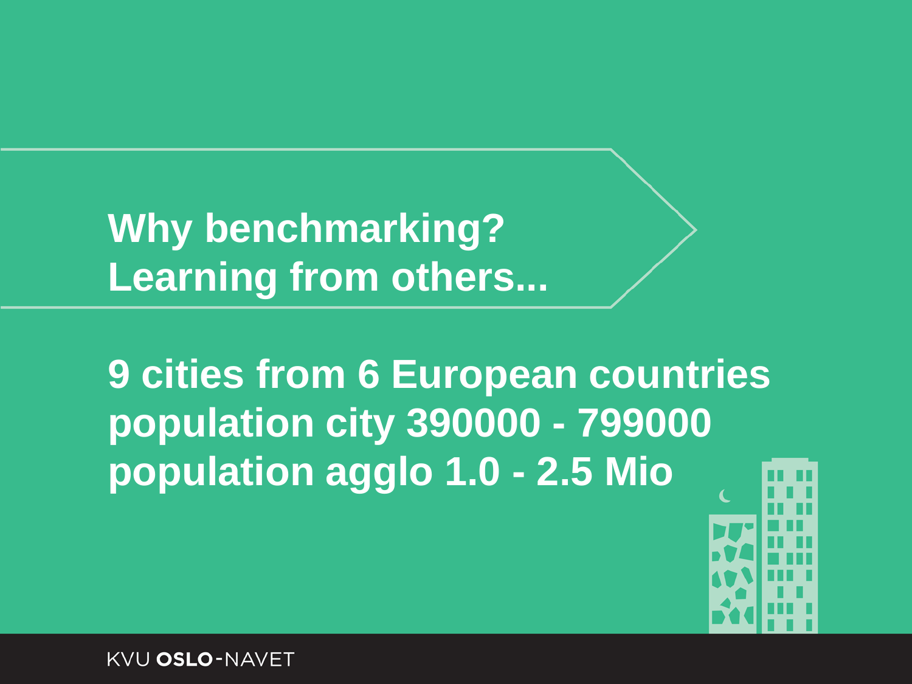## Why benchmarking?
## Learning from others...

**9 cities from 6 European countries**
**population city 390000 - 799000**
**population agglo 1.0 - 2.5 Mio**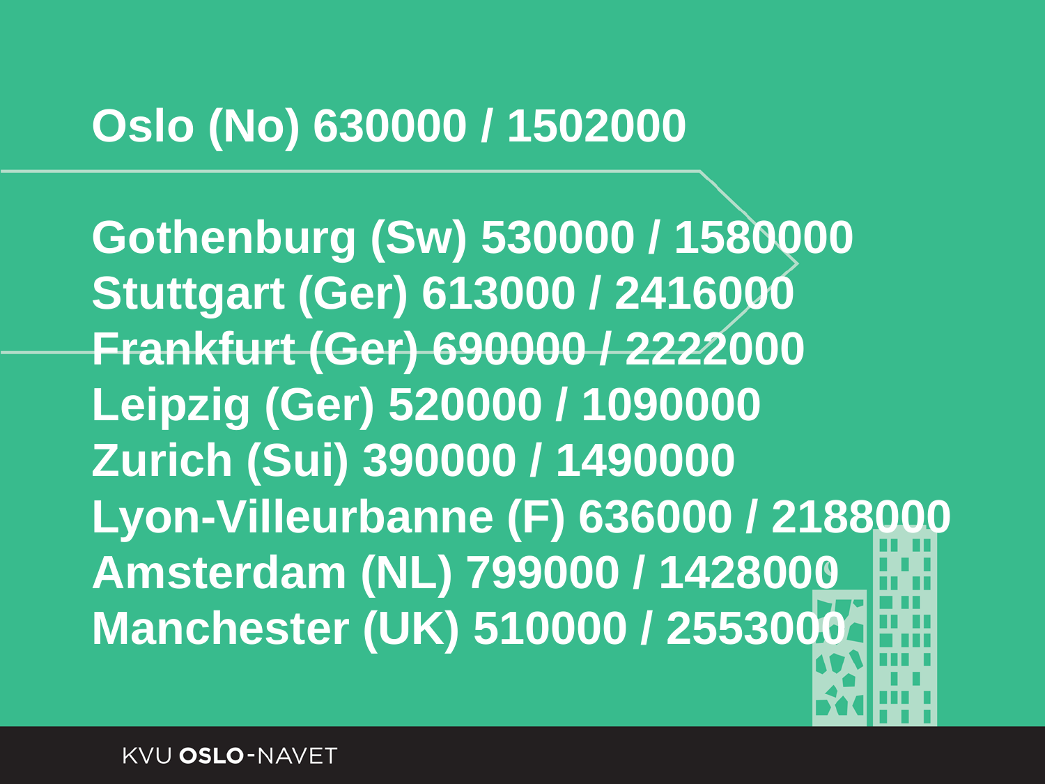**Oslo (No) 630000 / 1502000**

**Gothenburg (Sw) 530000 / 1580000**
**Stuttgart (Ger) 613000 / 2416000**
**Frankfurt (Ger) 690000 / 2222000**
**Leipzig (Ger) 520000 / 1090000**
**Zurich (Sui) 390000 / 1490000**
**Lyon-Villeurbanne (F) 636000 / 2188000**
**Amsterdam (NL) 799000 / 1428000**
**Manchester (UK) 510000 / 2553000**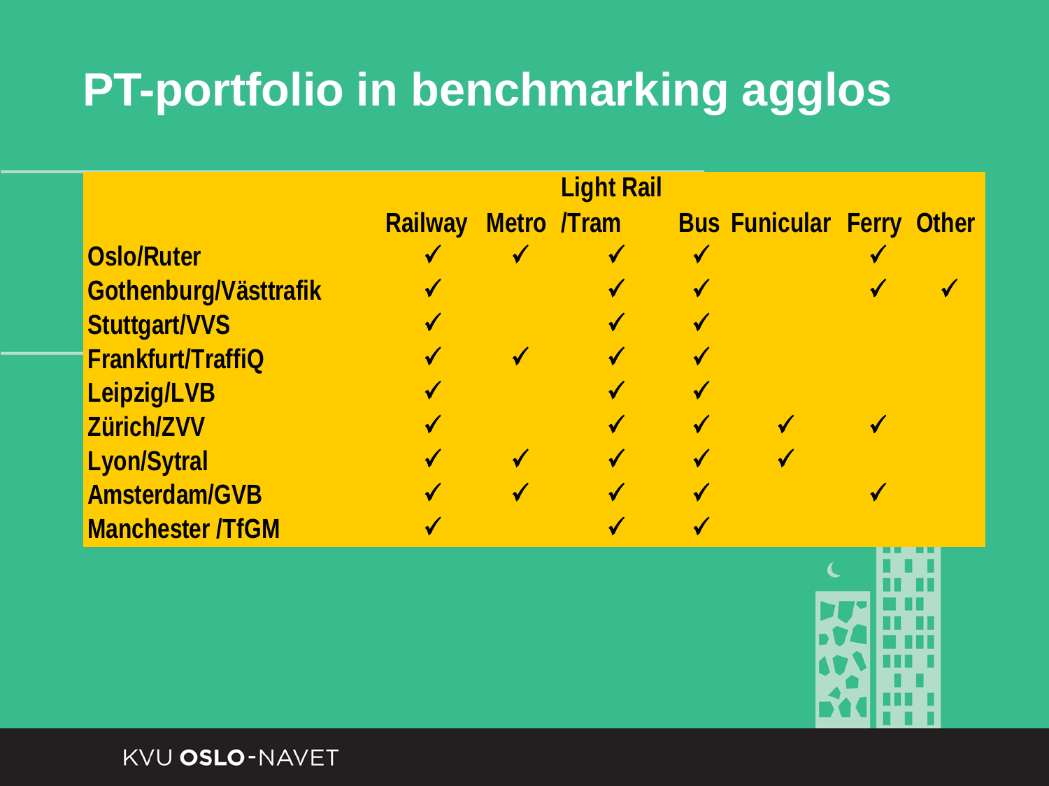# PT-portfolio in benchmarking agglos

| | Railway | Metro | Light Rail /Tram | Bus | Funicular | Ferry | Other |
|---|---|---|---|---|---|---|---|
| Oslo/Ruter | ✓ | ✓ | ✓ | ✓ | | ✓ | |
| Gothenburg/Västtrafik | ✓ | | ✓ | ✓ | | ✓ | ✓ |
| Stuttgart/VVS | ✓ | | ✓ | ✓ | | | |
| Frankfurt/TraffiQ | ✓ | ✓ | ✓ | ✓ | | | |
| Leipzig/LVB | ✓ | | ✓ | ✓ | | | |
| Zürich/ZVV | ✓ | | ✓ | ✓ | ✓ | ✓ | |
| Lyon/Sytral | ✓ | ✓ | ✓ | ✓ | ✓ | | |
| Amsterdam/GVB | ✓ | ✓ | ✓ | ✓ | | ✓ | |
| Manchester /TfGM | ✓ | | ✓ | ✓ | | | |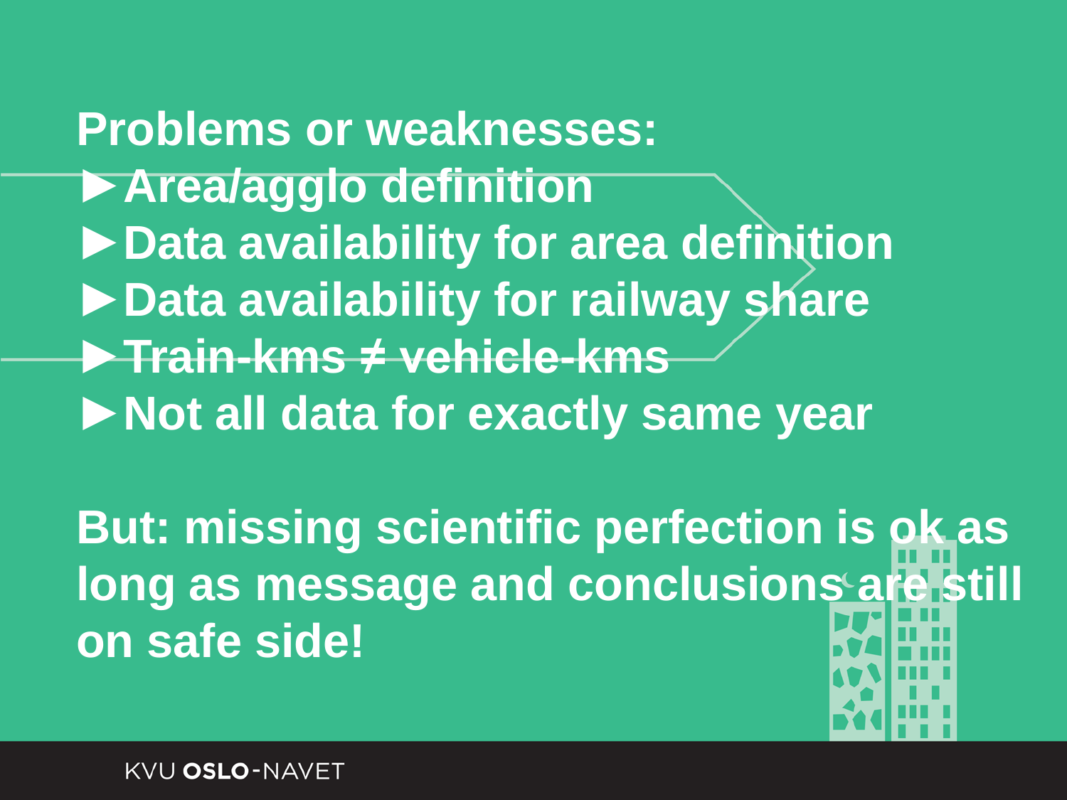**Problems or weaknesses:**

- Area/agglo definition
- Data availability for area definition
- Data availability for railway share
- Train-kms ≠ vehicle-kms
- Not all data for exactly same year

**But: missing scientific perfection is ok as long as message and conclusions are still on safe side!**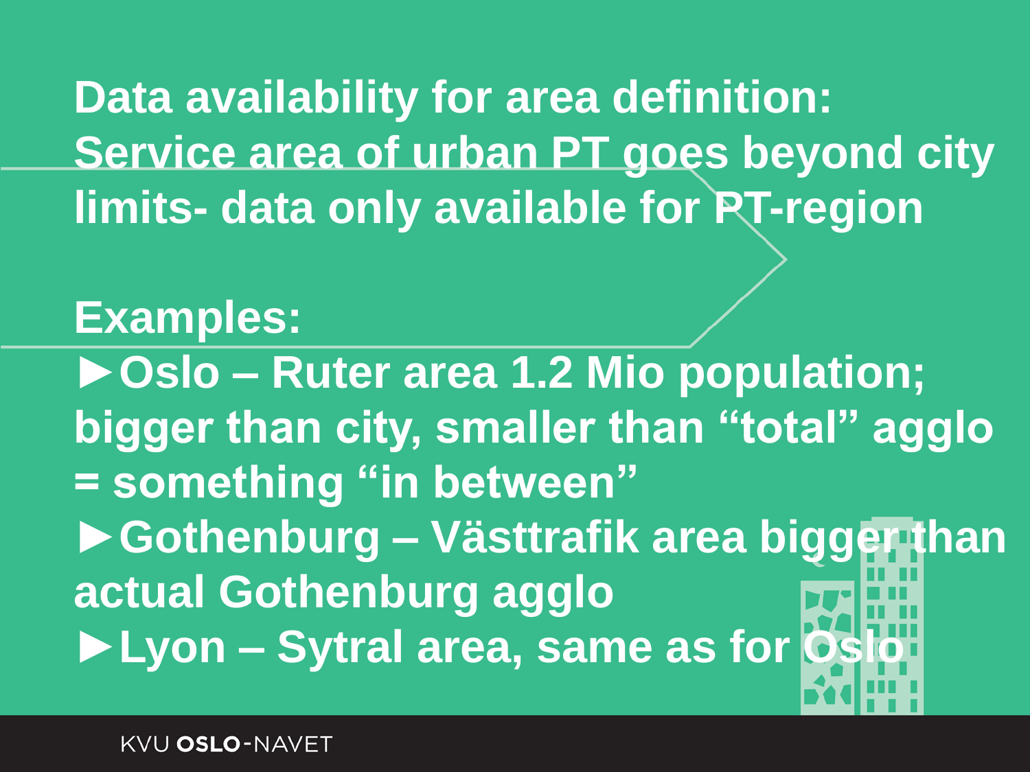**Data availability for area definition: Service area of urban PT goes beyond city limits- data only available for PT-region**

**Examples:**

- **Oslo – Ruter area 1.2 Mio population; bigger than city, smaller than "total" agglo = something "in between"**
- **Gothenburg – Västtrafik area bigger than actual Gothenburg agglo**
- **Lyon – Sytral area, same as for Oslo**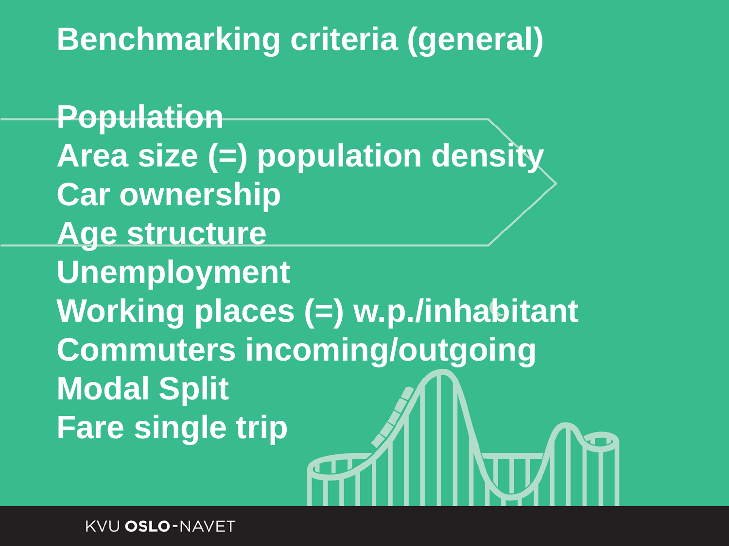# Benchmarking criteria (general)

Population
Area size (=) population density
Car ownership
Age structure
Unemployment
Working places (=) w.p./inhabitant
Commuters incoming/outgoing
Modal Split
Fare single trip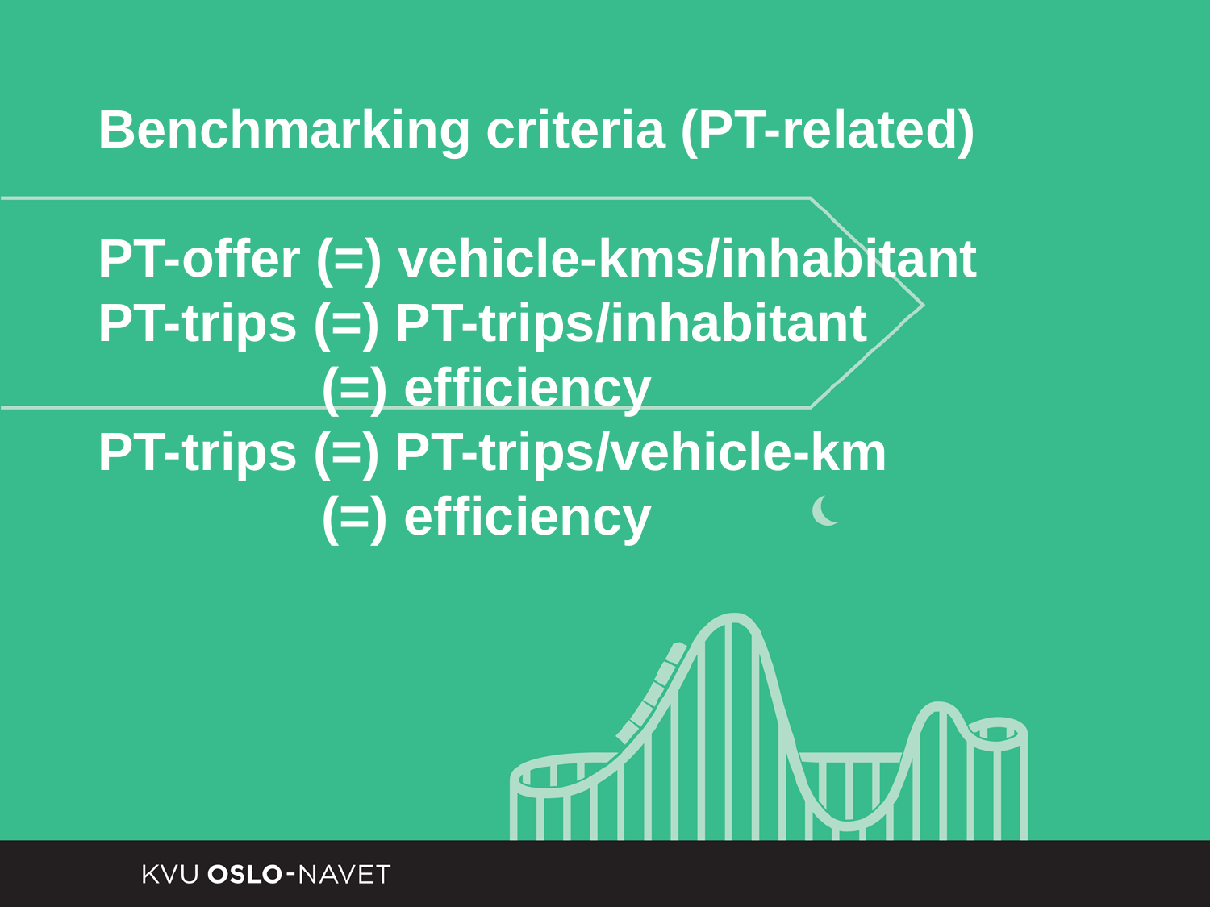# Benchmarking criteria (PT-related)

PT-offer (=) vehicle-kms/inhabitant

PT-trips (=) PT-trips/inhabitant

(=) efficiency

PT-trips (=) PT-trips/vehicle-km

(=) efficiency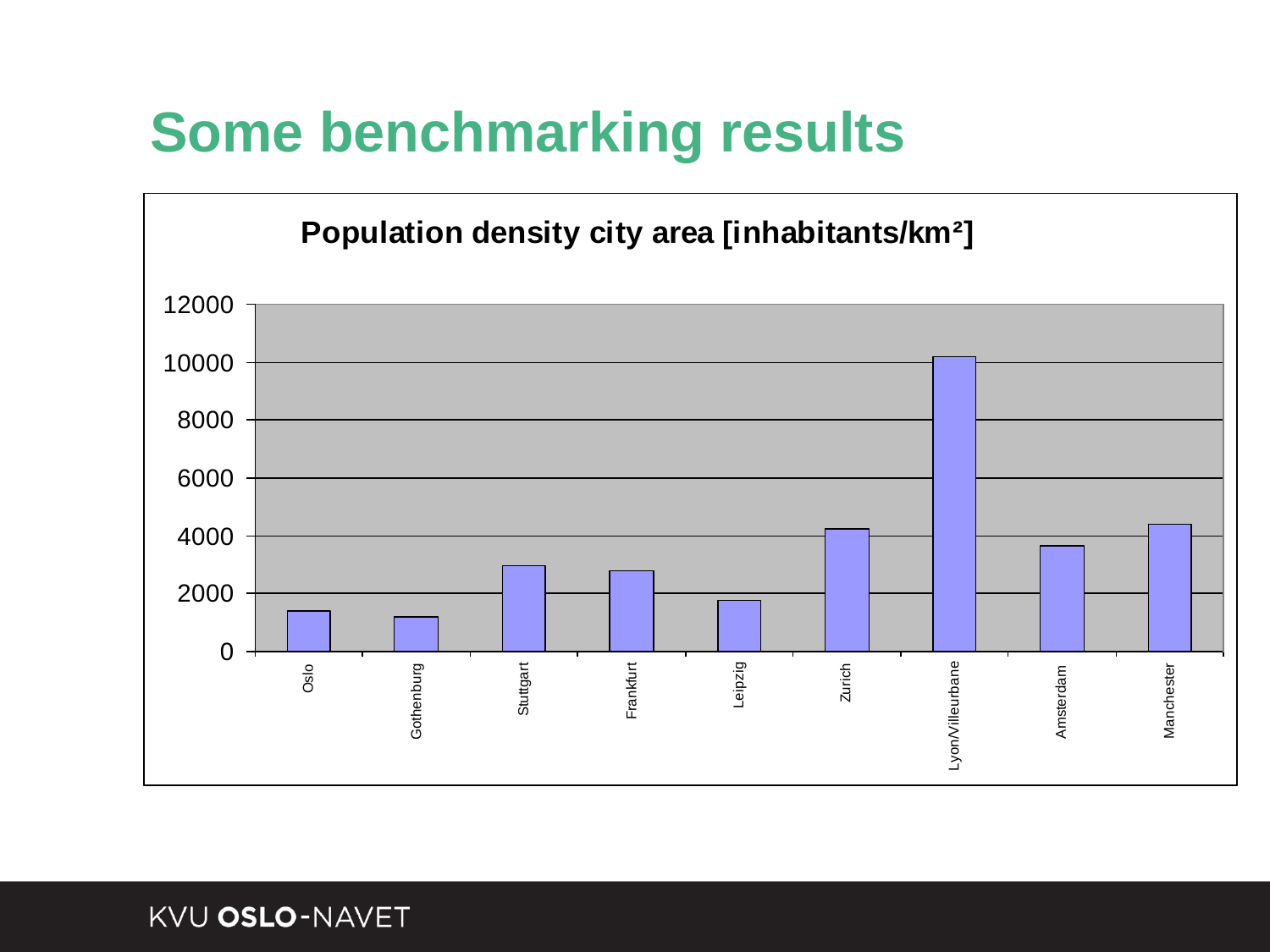# Some benchmarking results

**Population density city area [inhabitants/km²]**

| City | Population density (approx.) |
|---|---|
| Oslo | 1400 |
| Gothenburg | 1200 |
| Stuttgart | 2950 |
| Frankfurt | 2800 |
| Leipzig | 1750 |
| Zurich | 4250 |
| Lyon/Villeurbane | 10200 |
| Amsterdam | 3650 |
| Manchester | 4400 |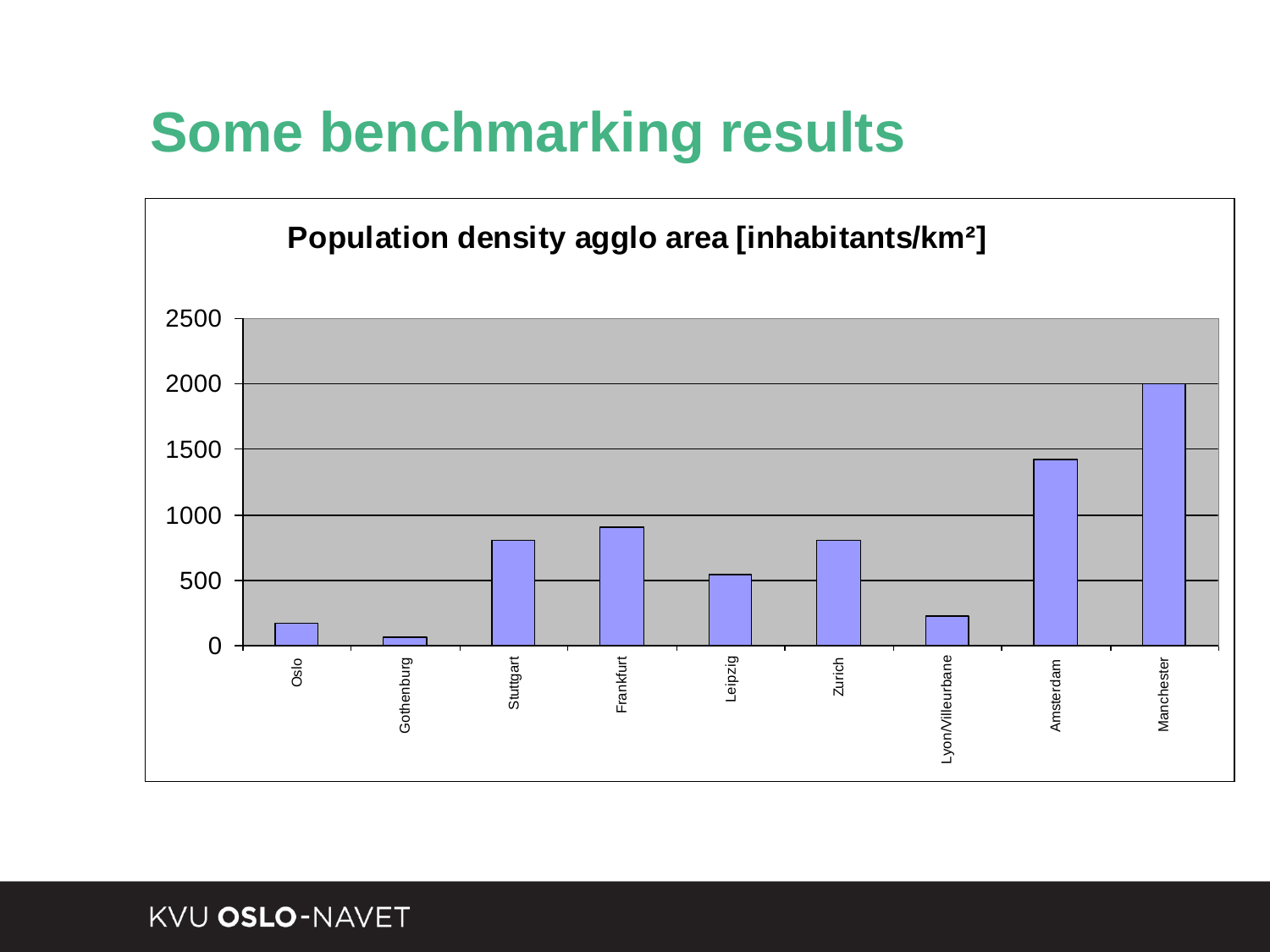# Some benchmarking results

**Population density agglo area [inhabitants/km²]**

| City | Population density (approx.) |
|---|---|
| Oslo | 170 |
| Gothenburg | 60 |
| Stuttgart | 800 |
| Frankfurt | 900 |
| Leipzig | 540 |
| Zurich | 800 |
| Lyon/Villeurbane | 220 |
| Amsterdam | 1420 |
| Manchester | 2000 |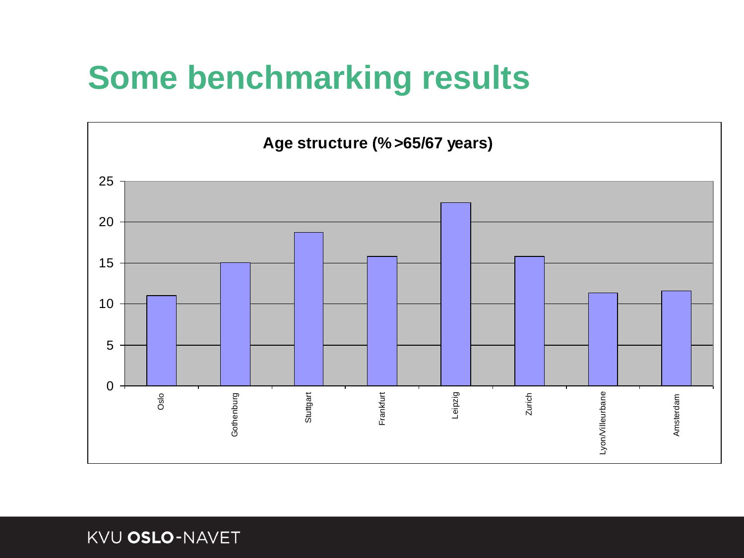# Some benchmarking results

**Age structure (% >65/67 years)**

| City | % >65/67 years |
| --- | --- |
| Oslo | ~11 |
| Gothenburg | ~15 |
| Stuttgart | ~18.7 |
| Frankfurt | ~15.8 |
| Leipzig | ~22.4 |
| Zurich | ~15.8 |
| Lyon/Villeurbane | ~11.3 |
| Amsterdam | ~11.6 |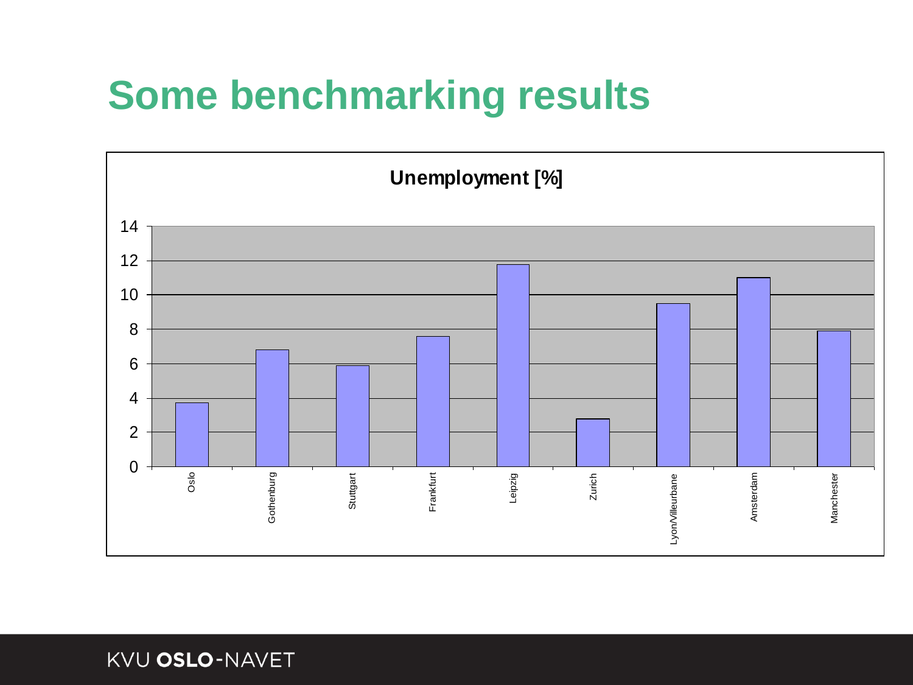# Some benchmarking results

**Unemployment [%]**

14
12
10
8
6
4
2
0

Oslo
Gothenburg
Stuttgart
Frankfurt
Leipzig
Zurich
Lyon/Villeurbane
Amsterdam
Manchester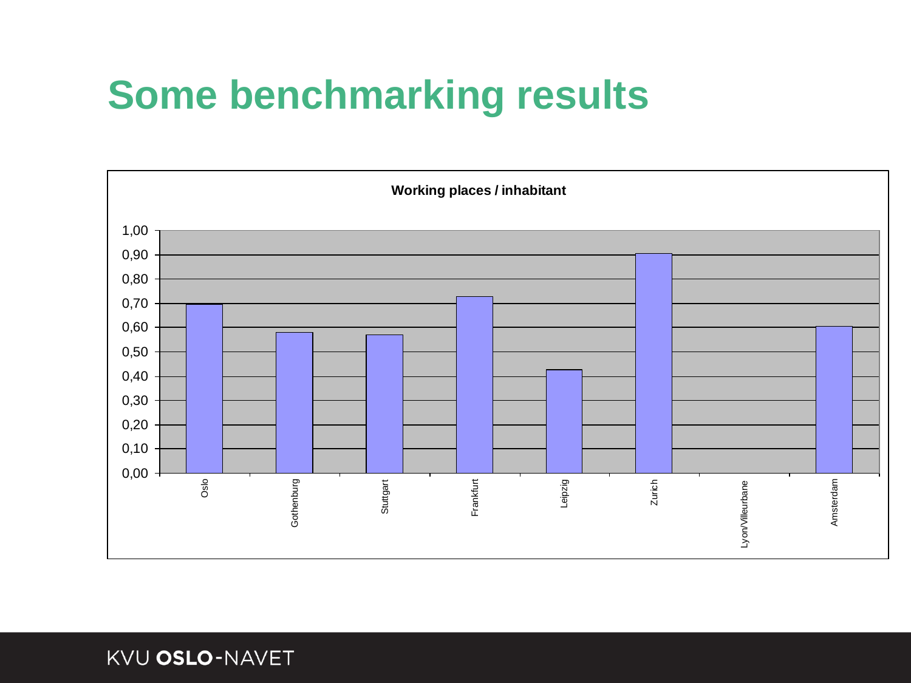# Some benchmarking results

**Working places / inhabitant**

| City | Working places / inhabitant |
|---|---|
| Oslo | 0,70 |
| Gothenburg | 0,58 |
| Stuttgart | 0,57 |
| Frankfurt | 0,73 |
| Leipzig | 0,43 |
| Zurich | 0,91 |
| Lyon/Villeurbane | |
| Amsterdam | 0,61 |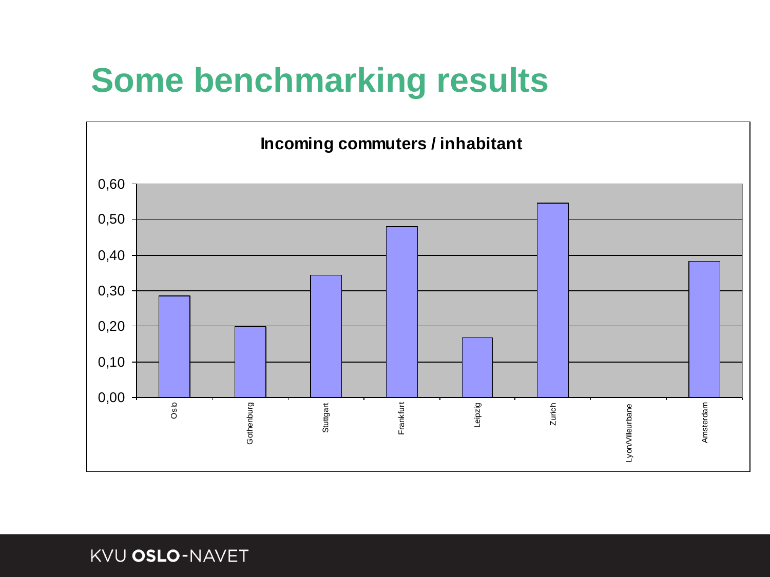# Some benchmarking results

**Incoming commuters / inhabitant**

| City | Incoming commuters / inhabitant |
| --- | --- |
| Oslo | 0,28 |
| Gothenburg | 0,20 |
| Stuttgart | 0,34 |
| Frankfurt | 0,48 |
| Leipzig | 0,17 |
| Zurich | 0,55 |
| Lyon/Villeurbane | |
| Amsterdam | 0,38 |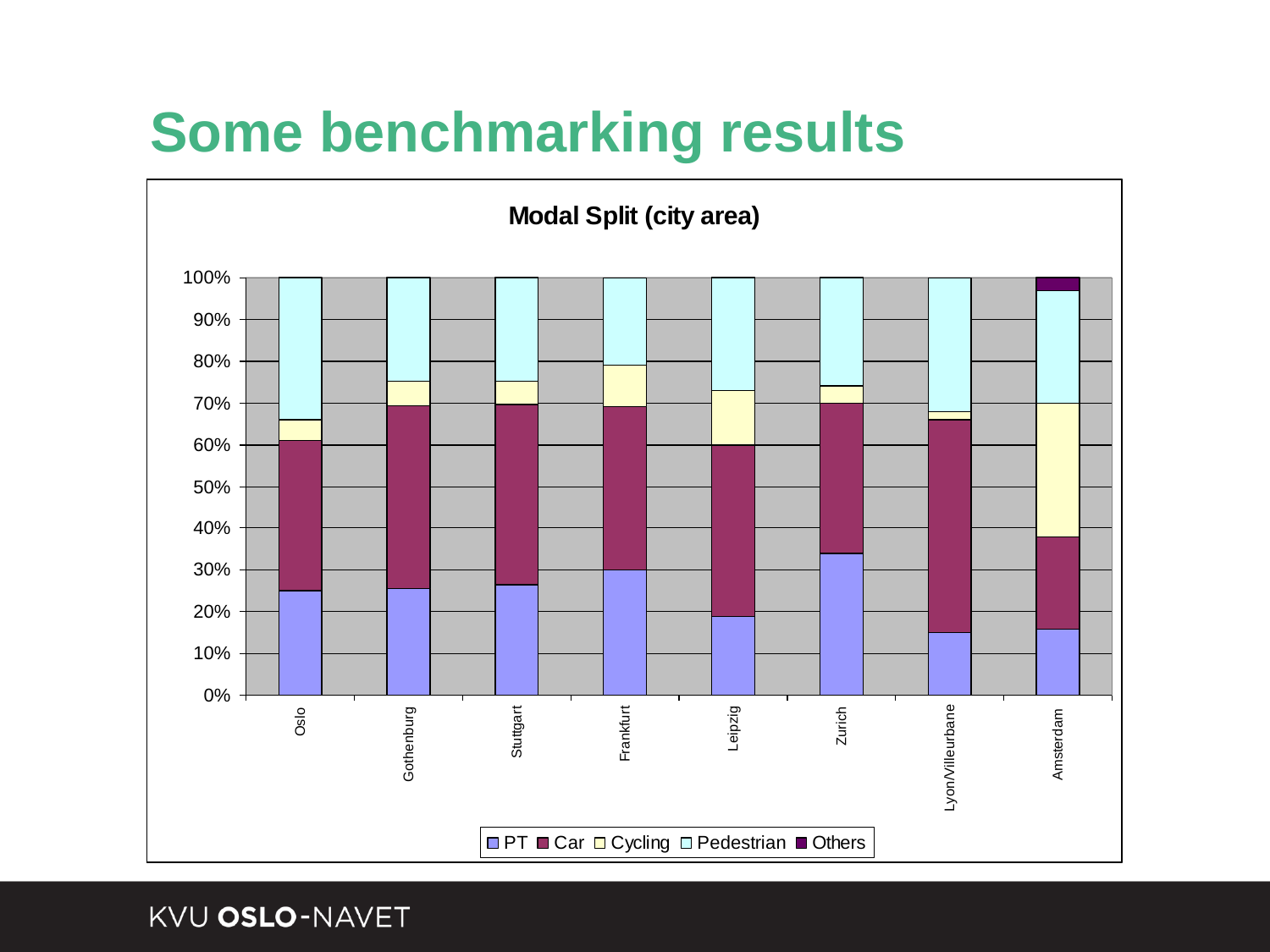# Some benchmarking results

**Modal Split (city area)**

100%
90%
80%
70%
60%
50%
40%
30%
20%
10%
0%

Oslo Gothenburg Stuttgart Frankfurt Leipzig Zurich Lyon/Villeurbane Amsterdam

PT Car Cycling Pedestrian Others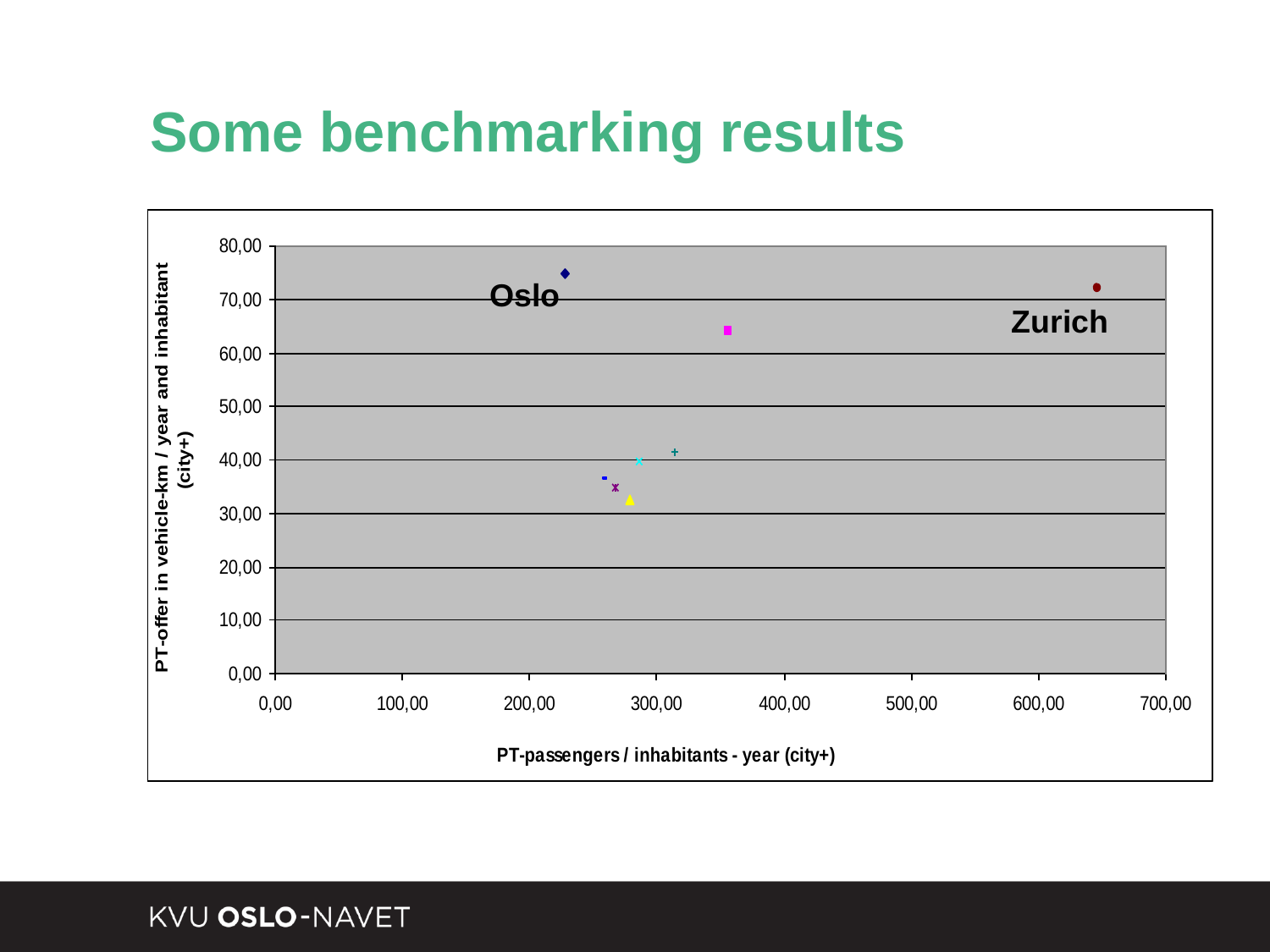# Some benchmarking results

PT-offer in vehicle-km / year and inhabitant (city+)

PT-passengers / inhabitants - year (city+)

Oslo

Zurich

80,00
70,00
60,00
50,00
40,00
30,00
20,00
10,00
0,00

0,00 100,00 200,00 300,00 400,00 500,00 600,00 700,00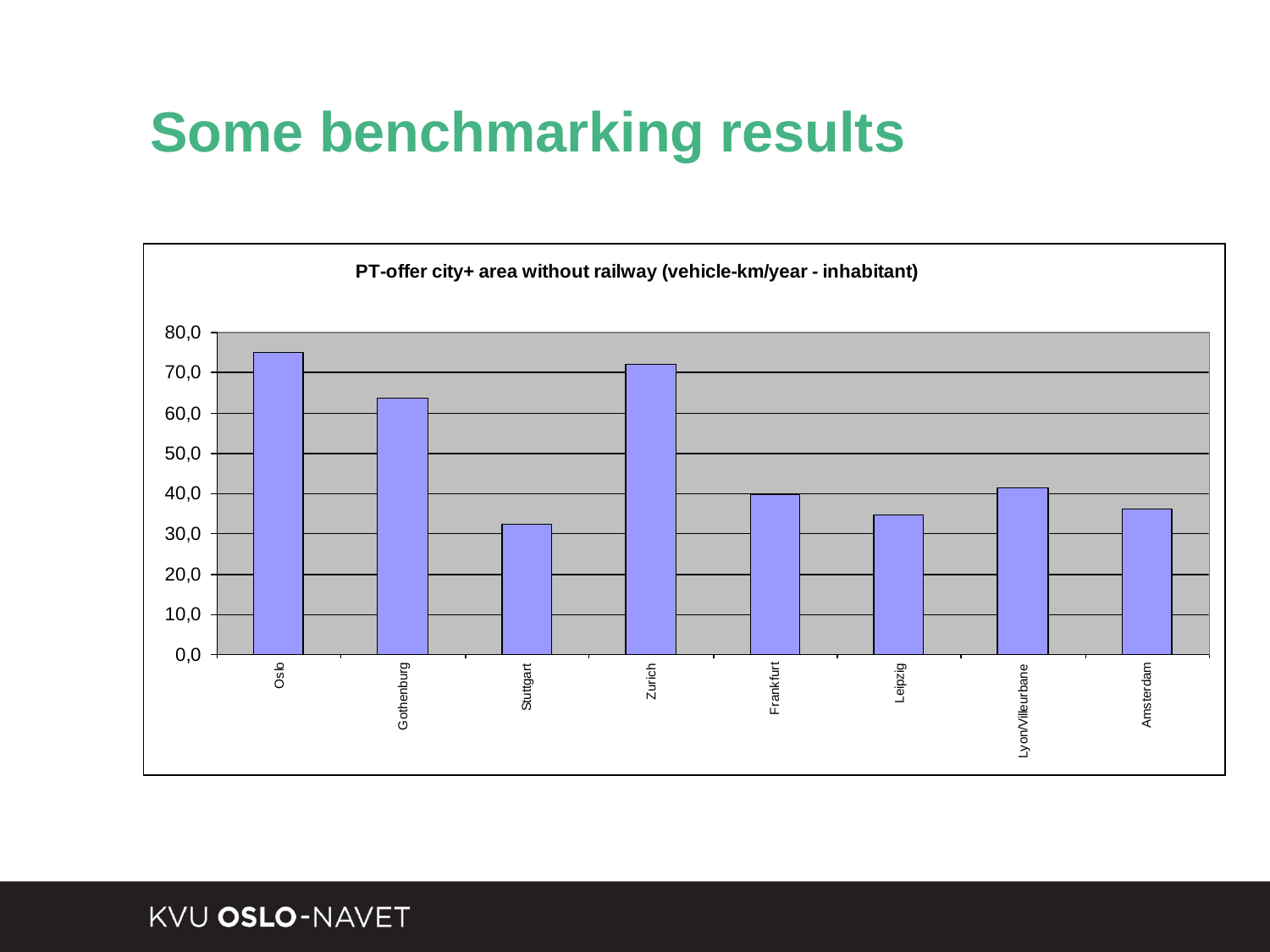# Some benchmarking results

**PT-offer city+ area without railway (vehicle-km/year - inhabitant)**

| City | Value (approx.) |
|---|---|
| Oslo | 75,0 |
| Gothenburg | 63,5 |
| Stuttgart | 32,5 |
| Zurich | 72,0 |
| Frankfurt | 40,0 |
| Leipzig | 35,0 |
| Lyon/Villeurbane | 41,5 |
| Amsterdam | 36,0 |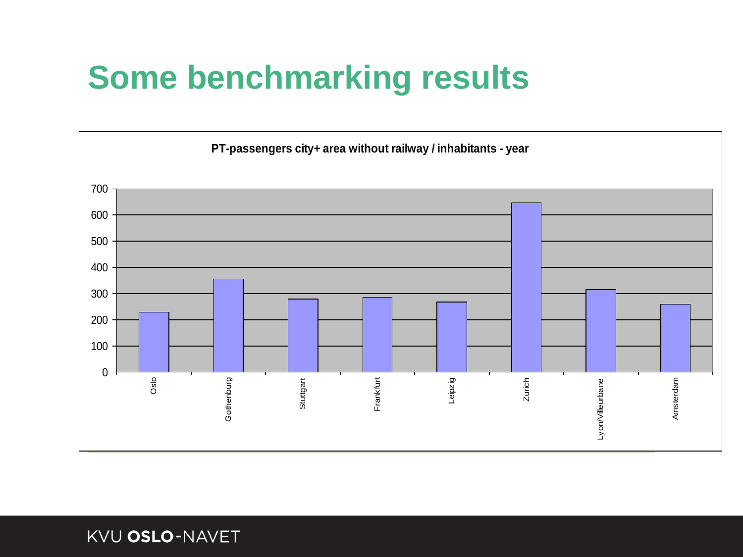# Some benchmarking results

**PT-passengers city+ area without railway / inhabitants - year**

| City | Value (approx.) |
|---|---|
| Oslo | 230 |
| Gothenburg | 355 |
| Stuttgart | 280 |
| Frankfurt | 285 |
| Leipzig | 268 |
| Zurich | 645 |
| Lyon/Villeurbane | 315 |
| Amsterdam | 260 |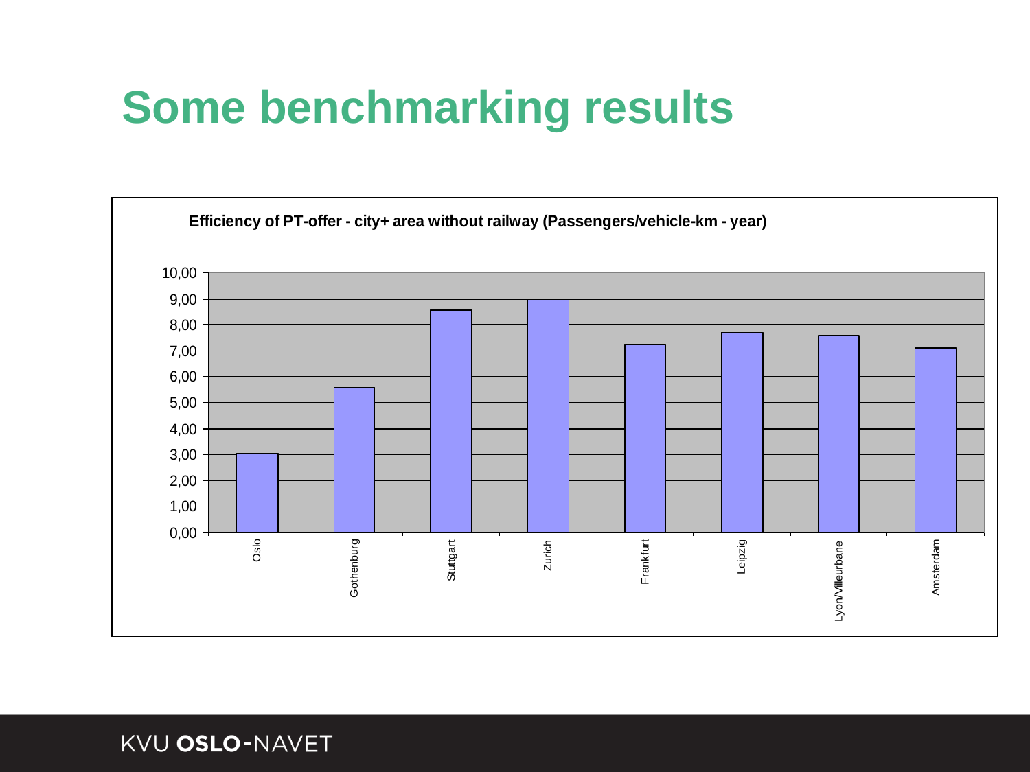# Some benchmarking results

**Efficiency of PT-offer - city+ area without railway (Passengers/vehicle-km - year)**

| City | Passengers/vehicle-km |
|---|---|
| Oslo | ~3,05 |
| Gothenburg | ~5,60 |
| Stuttgart | ~8,55 |
| Zurich | ~9,00 |
| Frankfurt | ~7,25 |
| Leipzig | ~7,70 |
| Lyon/Villeurbane | ~7,60 |
| Amsterdam | ~7,10 |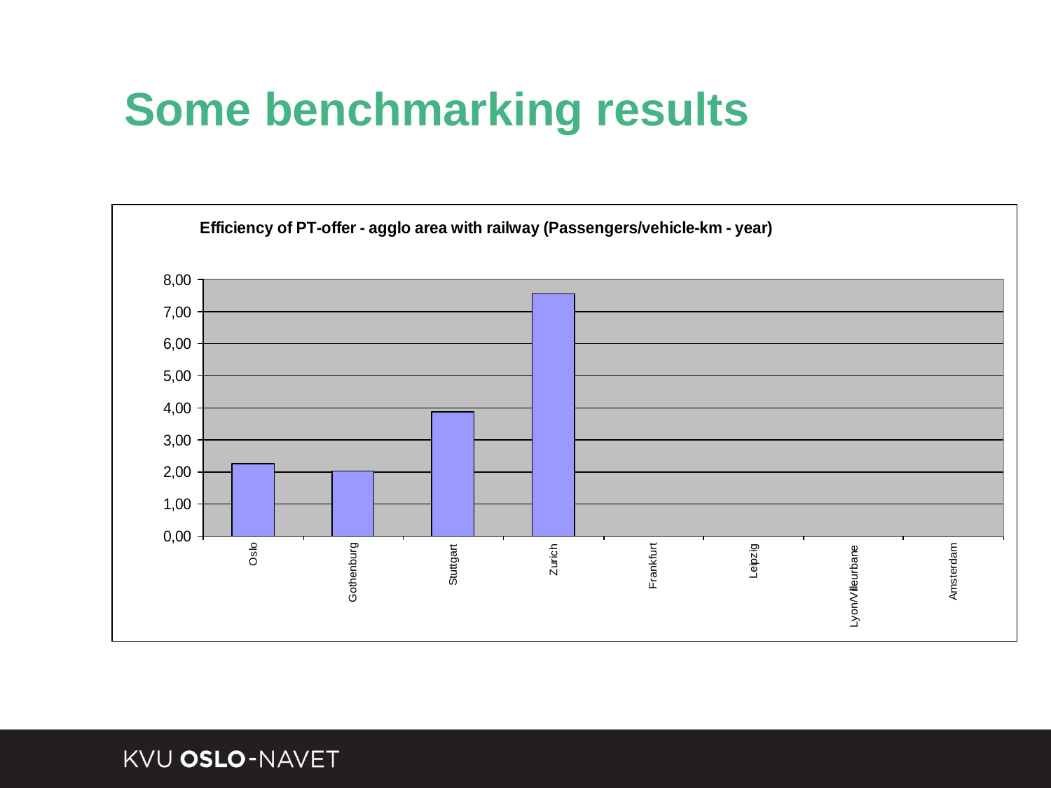# Some benchmarking results

**Efficiency of PT-offer - agglo area with railway (Passengers/vehicle-km - year)**

| City | Passengers/vehicle-km |
|---|---|
| Oslo | ~2,25 |
| Gothenburg | ~2,02 |
| Stuttgart | ~3,87 |
| Zurich | ~7,55 |
| Frankfurt | |
| Leipzig | |
| Lyon/Villeurbane | |
| Amsterdam | |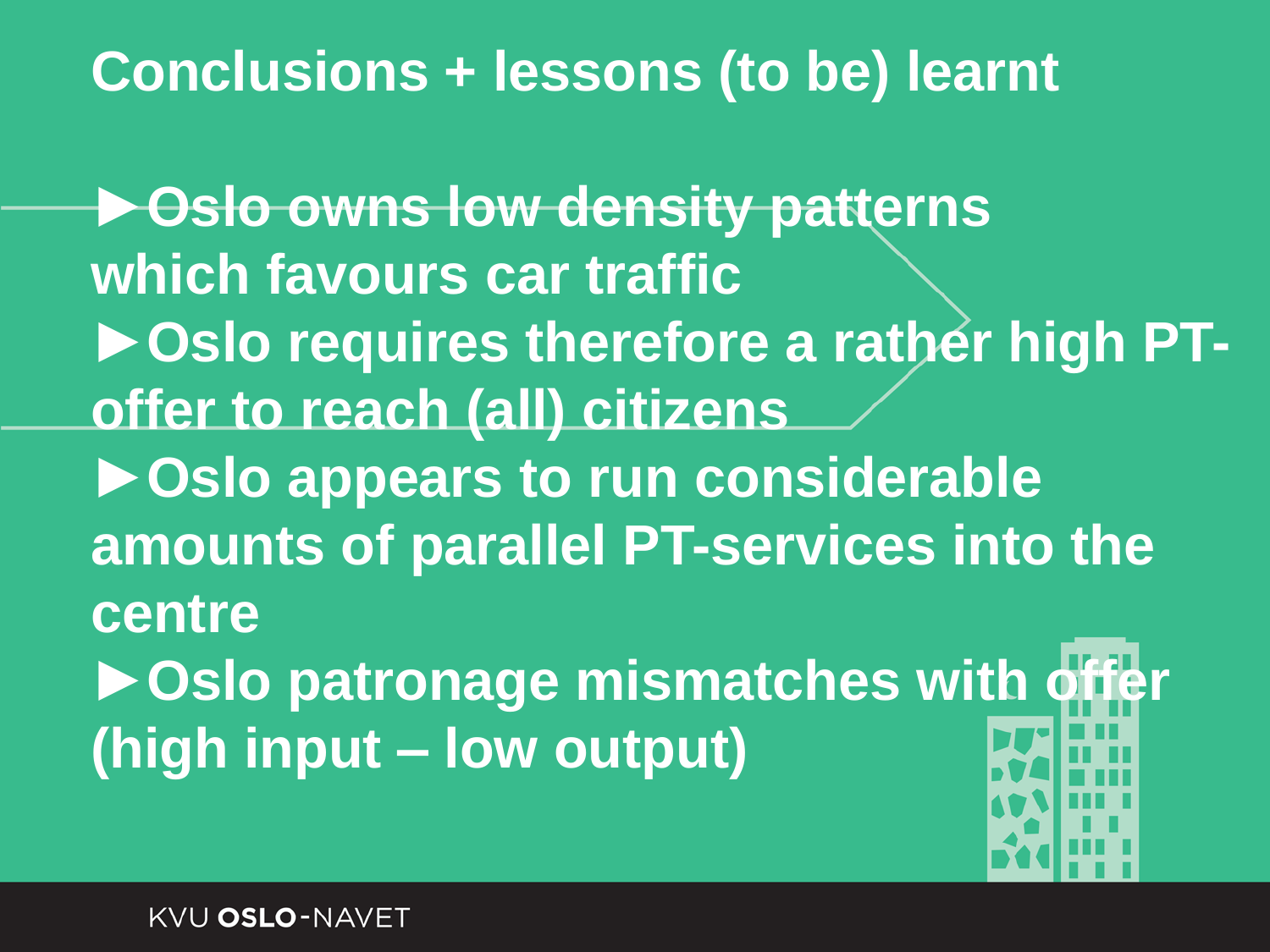# Conclusions + lessons (to be) learnt

- ►Oslo owns low density patterns which favours car traffic
- ►Oslo requires therefore a rather high PT-offer to reach (all) citizens
- ►Oslo appears to run considerable amounts of parallel PT-services into the centre
- ►Oslo patronage mismatches with offer (high input – low output)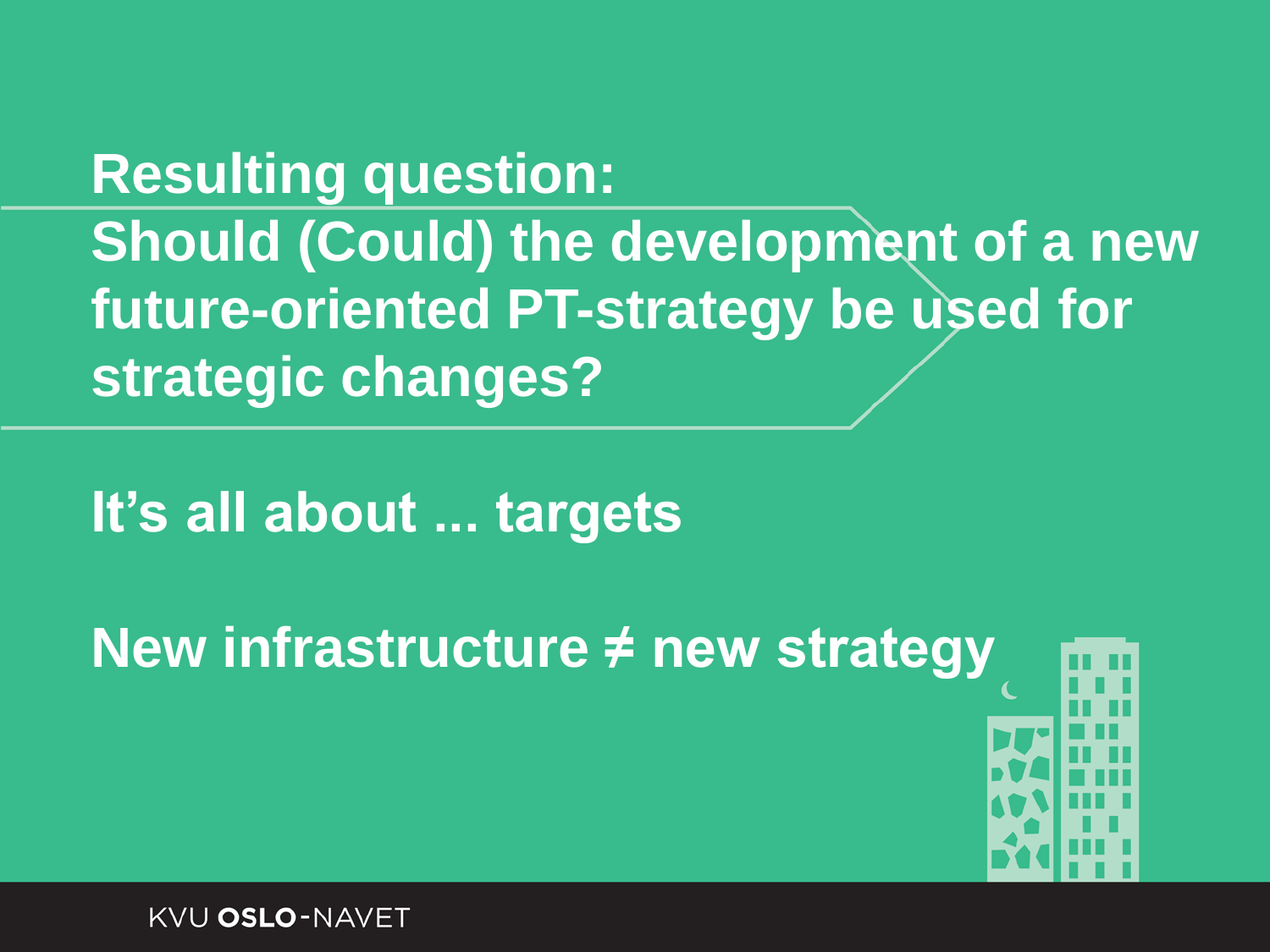**Resulting question:**
**Should (Could) the development of a new future-oriented PT-strategy be used for strategic changes?**

**It's all about ... targets**

**New infrastructure ≠ new strategy**